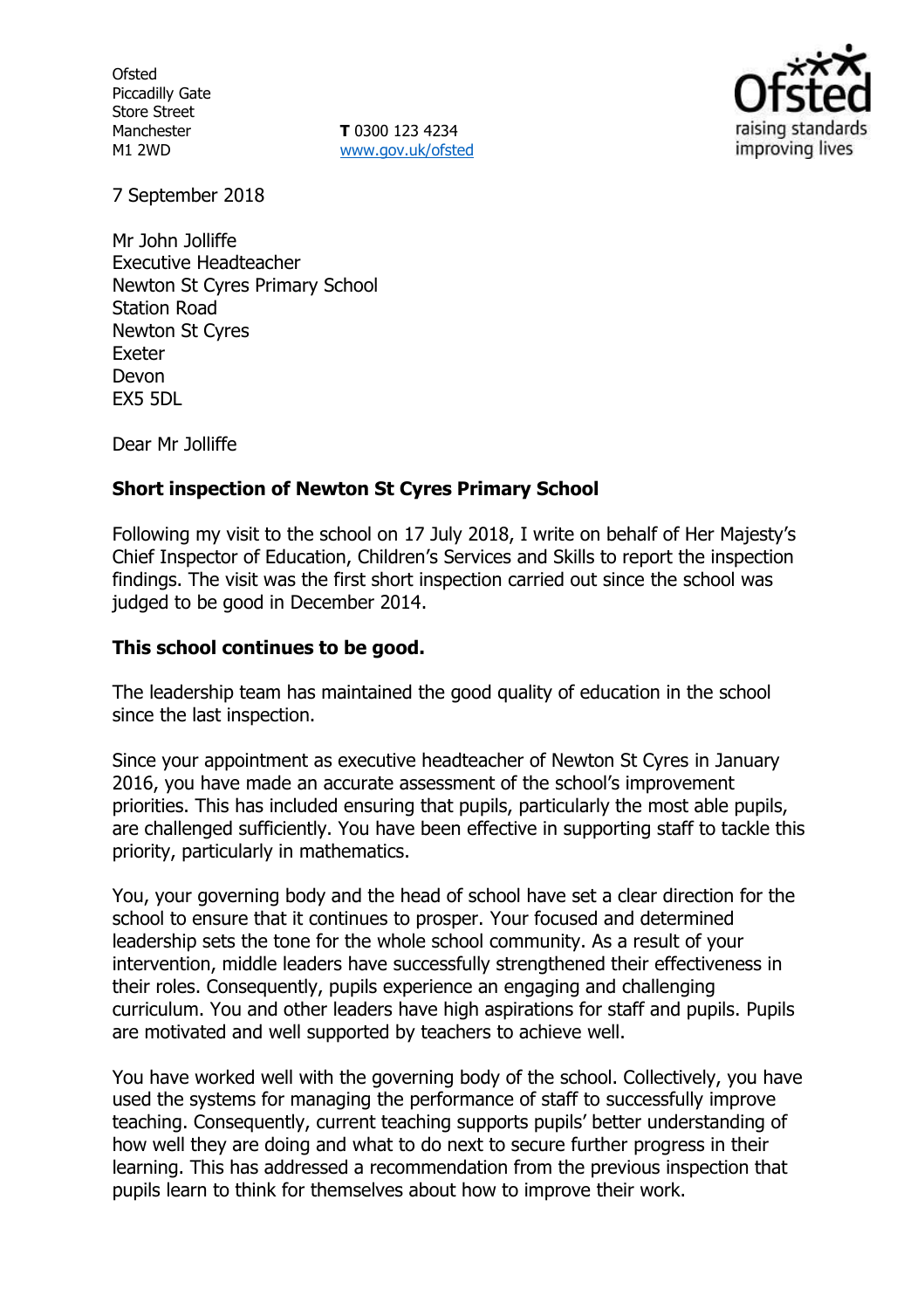Ofsted
Piccadilly Gate
Store Street
Manchester
M1 2WD

**T** 0300 123 4234
www.gov.uk/ofsted

7 September 2018

Mr John Jolliffe
Executive Headteacher
Newton St Cyres Primary School
Station Road
Newton St Cyres
Exeter
Devon
EX5 5DL

Dear Mr Jolliffe

**Short inspection of Newton St Cyres Primary School**

Following my visit to the school on 17 July 2018, I write on behalf of Her Majesty's Chief Inspector of Education, Children's Services and Skills to report the inspection findings. The visit was the first short inspection carried out since the school was judged to be good in December 2014.

**This school continues to be good.**

The leadership team has maintained the good quality of education in the school since the last inspection.

Since your appointment as executive headteacher of Newton St Cyres in January 2016, you have made an accurate assessment of the school's improvement priorities. This has included ensuring that pupils, particularly the most able pupils, are challenged sufficiently. You have been effective in supporting staff to tackle this priority, particularly in mathematics.

You, your governing body and the head of school have set a clear direction for the school to ensure that it continues to prosper. Your focused and determined leadership sets the tone for the whole school community. As a result of your intervention, middle leaders have successfully strengthened their effectiveness in their roles. Consequently, pupils experience an engaging and challenging curriculum. You and other leaders have high aspirations for staff and pupils. Pupils are motivated and well supported by teachers to achieve well.

You have worked well with the governing body of the school. Collectively, you have used the systems for managing the performance of staff to successfully improve teaching. Consequently, current teaching supports pupils' better understanding of how well they are doing and what to do next to secure further progress in their learning. This has addressed a recommendation from the previous inspection that pupils learn to think for themselves about how to improve their work.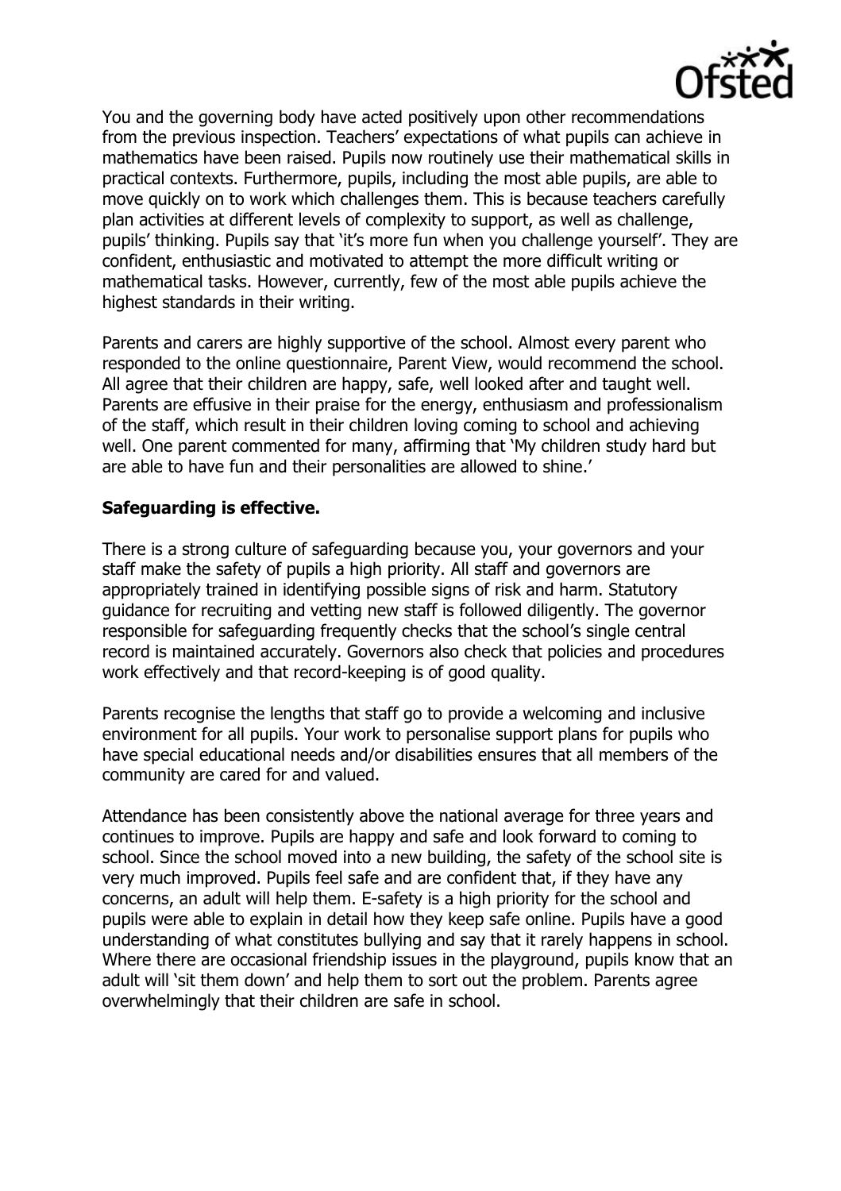You and the governing body have acted positively upon other recommendations from the previous inspection. Teachers' expectations of what pupils can achieve in mathematics have been raised. Pupils now routinely use their mathematical skills in practical contexts. Furthermore, pupils, including the most able pupils, are able to move quickly on to work which challenges them. This is because teachers carefully plan activities at different levels of complexity to support, as well as challenge, pupils' thinking. Pupils say that 'it's more fun when you challenge yourself'. They are confident, enthusiastic and motivated to attempt the more difficult writing or mathematical tasks. However, currently, few of the most able pupils achieve the highest standards in their writing.

Parents and carers are highly supportive of the school. Almost every parent who responded to the online questionnaire, Parent View, would recommend the school. All agree that their children are happy, safe, well looked after and taught well. Parents are effusive in their praise for the energy, enthusiasm and professionalism of the staff, which result in their children loving coming to school and achieving well. One parent commented for many, affirming that 'My children study hard but are able to have fun and their personalities are allowed to shine.'

**Safeguarding is effective.**

There is a strong culture of safeguarding because you, your governors and your staff make the safety of pupils a high priority. All staff and governors are appropriately trained in identifying possible signs of risk and harm. Statutory guidance for recruiting and vetting new staff is followed diligently. The governor responsible for safeguarding frequently checks that the school's single central record is maintained accurately. Governors also check that policies and procedures work effectively and that record-keeping is of good quality.

Parents recognise the lengths that staff go to provide a welcoming and inclusive environment for all pupils. Your work to personalise support plans for pupils who have special educational needs and/or disabilities ensures that all members of the community are cared for and valued.

Attendance has been consistently above the national average for three years and continues to improve. Pupils are happy and safe and look forward to coming to school. Since the school moved into a new building, the safety of the school site is very much improved. Pupils feel safe and are confident that, if they have any concerns, an adult will help them. E-safety is a high priority for the school and pupils were able to explain in detail how they keep safe online. Pupils have a good understanding of what constitutes bullying and say that it rarely happens in school. Where there are occasional friendship issues in the playground, pupils know that an adult will 'sit them down' and help them to sort out the problem. Parents agree overwhelmingly that their children are safe in school.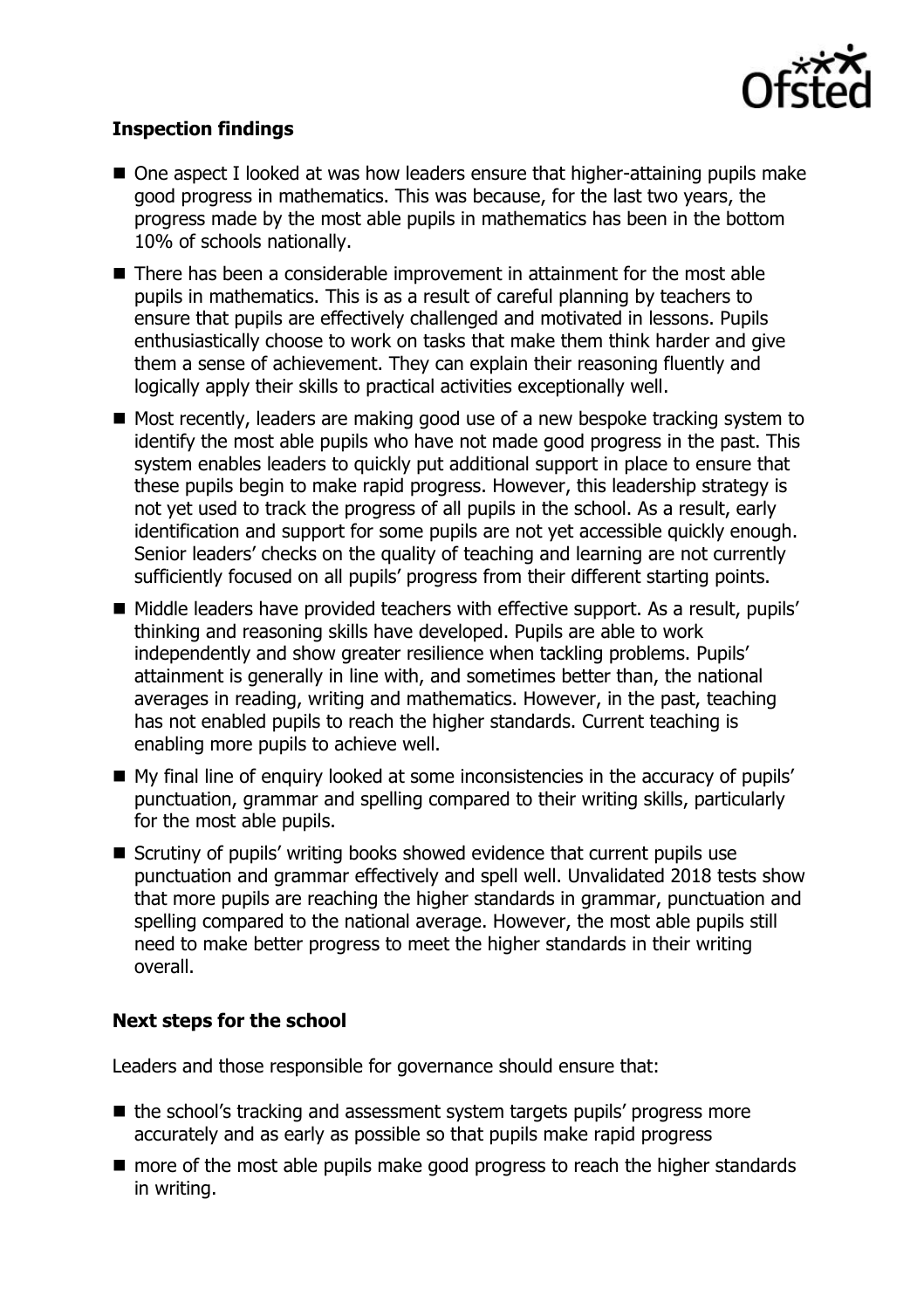**Inspection findings**

- One aspect I looked at was how leaders ensure that higher-attaining pupils make good progress in mathematics. This was because, for the last two years, the progress made by the most able pupils in mathematics has been in the bottom 10% of schools nationally.
- There has been a considerable improvement in attainment for the most able pupils in mathematics. This is as a result of careful planning by teachers to ensure that pupils are effectively challenged and motivated in lessons. Pupils enthusiastically choose to work on tasks that make them think harder and give them a sense of achievement. They can explain their reasoning fluently and logically apply their skills to practical activities exceptionally well.
- Most recently, leaders are making good use of a new bespoke tracking system to identify the most able pupils who have not made good progress in the past. This system enables leaders to quickly put additional support in place to ensure that these pupils begin to make rapid progress. However, this leadership strategy is not yet used to track the progress of all pupils in the school. As a result, early identification and support for some pupils are not yet accessible quickly enough. Senior leaders' checks on the quality of teaching and learning are not currently sufficiently focused on all pupils' progress from their different starting points.
- Middle leaders have provided teachers with effective support. As a result, pupils' thinking and reasoning skills have developed. Pupils are able to work independently and show greater resilience when tackling problems. Pupils' attainment is generally in line with, and sometimes better than, the national averages in reading, writing and mathematics. However, in the past, teaching has not enabled pupils to reach the higher standards. Current teaching is enabling more pupils to achieve well.
- My final line of enquiry looked at some inconsistencies in the accuracy of pupils' punctuation, grammar and spelling compared to their writing skills, particularly for the most able pupils.
- Scrutiny of pupils' writing books showed evidence that current pupils use punctuation and grammar effectively and spell well. Unvalidated 2018 tests show that more pupils are reaching the higher standards in grammar, punctuation and spelling compared to the national average. However, the most able pupils still need to make better progress to meet the higher standards in their writing overall.

**Next steps for the school**

Leaders and those responsible for governance should ensure that:

- the school's tracking and assessment system targets pupils' progress more accurately and as early as possible so that pupils make rapid progress
- more of the most able pupils make good progress to reach the higher standards in writing.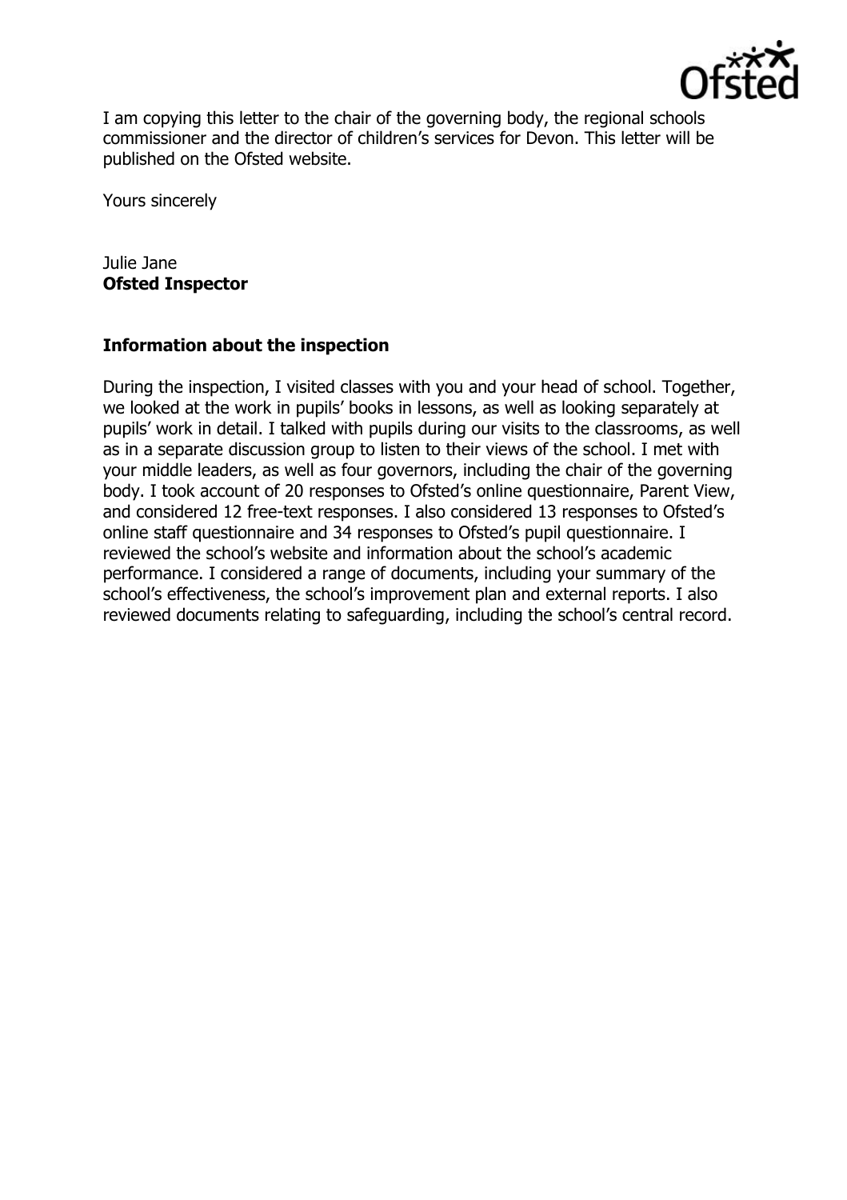I am copying this letter to the chair of the governing body, the regional schools commissioner and the director of children's services for Devon. This letter will be published on the Ofsted website.

Yours sincerely

Julie Jane
**Ofsted Inspector**

## Information about the inspection

During the inspection, I visited classes with you and your head of school. Together, we looked at the work in pupils' books in lessons, as well as looking separately at pupils' work in detail. I talked with pupils during our visits to the classrooms, as well as in a separate discussion group to listen to their views of the school. I met with your middle leaders, as well as four governors, including the chair of the governing body. I took account of 20 responses to Ofsted's online questionnaire, Parent View, and considered 12 free-text responses. I also considered 13 responses to Ofsted's online staff questionnaire and 34 responses to Ofsted's pupil questionnaire. I reviewed the school's website and information about the school's academic performance. I considered a range of documents, including your summary of the school's effectiveness, the school's improvement plan and external reports. I also reviewed documents relating to safeguarding, including the school's central record.